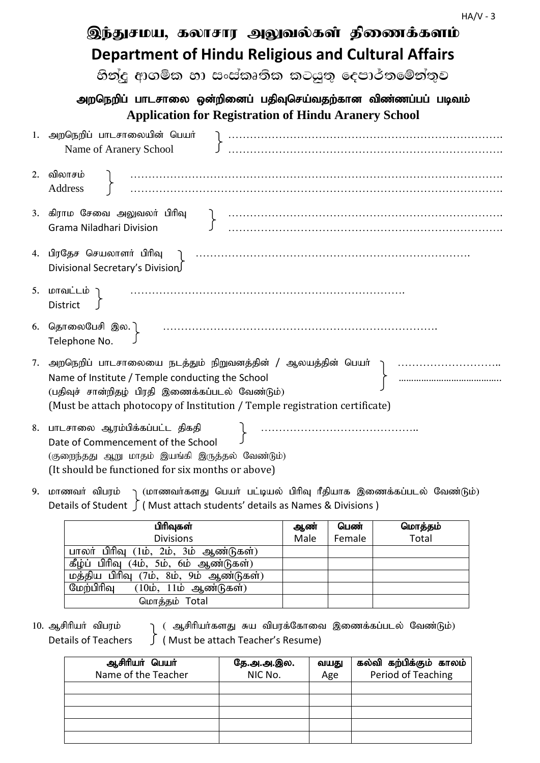HA/V - 3

# இந்துசமய, கலாசார அலுவல்கள் திணைக்களம்
# Department of Hindu Religious and Cultural Affairs
# හින්දු ආගමික හා සංස්කෘතික කටයුතු දෙපාර්තමේන්තුව

## அறநெறிப் பாடசாலை ஒன்றினைப் பதிவுசெய்வதற்கான விண்ணப்பப் படிவம்
## Application for Registration of Hindu Aranery School

1. அறநெறிப் பாடசாலையின் பெயர் / Name of Aranery School } …………………………………………………………………….
…………………………………………………………………….

2. விலாசம் / Address } ……………………………………………………………………………………….
……………………………………………………………………………………….

3. கிராம சேவை அலுவலர் பிரிவு / Grama Niladhari Division } …………………………………………………………………….
…………………………………………………………………….

4. பிரதேச செயலாளர் பிரிவு / Divisional Secretary's Division } …………………………………………………………………….

5. மாவட்டம் / District } …………………………………………………………………….

6. தொலைபேசி இல. / Telephone No. } …………………………………………………………………….

7. அறநெறிப் பாடசாலையை நடத்தும் நிறுவனத்தின் / ஆலயத்தின் பெயர் / Name of Institute / Temple conducting the School } ………………………..
…………………………………..
(பதிவுச் சான்றிதழ் பிரதி இணைக்கப்படல் வேண்டும்)
(Must be attach photocopy of Institution / Temple registration certificate)

8. பாடசாலை ஆரம்பிக்கப்பட்ட திகதி / Date of Commencement of the School } ……………………………………..
(குறைந்தது ஆறு மாதம் இயங்கி இருத்தல் வேண்டும்)
(It should be functioned for six months or above)

9. மாணவர் விபரம் / Details of Student } (மாணவர்களது பெயர் பட்டியல் பிரிவு ரீதியாக இணைக்கப்படல் வேண்டும்) ( Must attach students' details as Names & Divisions )

| பிரிவுகள் Divisions | ஆண் Male | பெண் Female | மொத்தம் Total |
|---|---|---|---|
| பாலர் பிரிவு (1ம், 2ம், 3ம் ஆண்டுகள்) | | | |
| கீழ்ப் பிரிவு (4ம், 5ம், 6ம் ஆண்டுகள்) | | | |
| மத்திய பிரிவு (7ம், 8ம், 9ம் ஆண்டுகள்) | | | |
| மேற்பிரிவு (10ம், 11ம் ஆண்டுகள்) | | | |
| மொத்தம் Total | | | |

10. ஆசிரியர் விபரம் / Details of Teachers } ( ஆசிரியர்களது சுய விபரக்கோவை இணைக்கப்படல் வேண்டும்) ( Must be attach Teacher's Resume)

| ஆசிரியர் பெயர் Name of the Teacher | தே.அ.அ.இல. NIC No. | வயது Age | கல்வி கற்பிக்கும் காலம் Period of Teaching |
|---|---|---|---|
| | | | |
| | | | |
| | | | |
| | | | |
| | | | |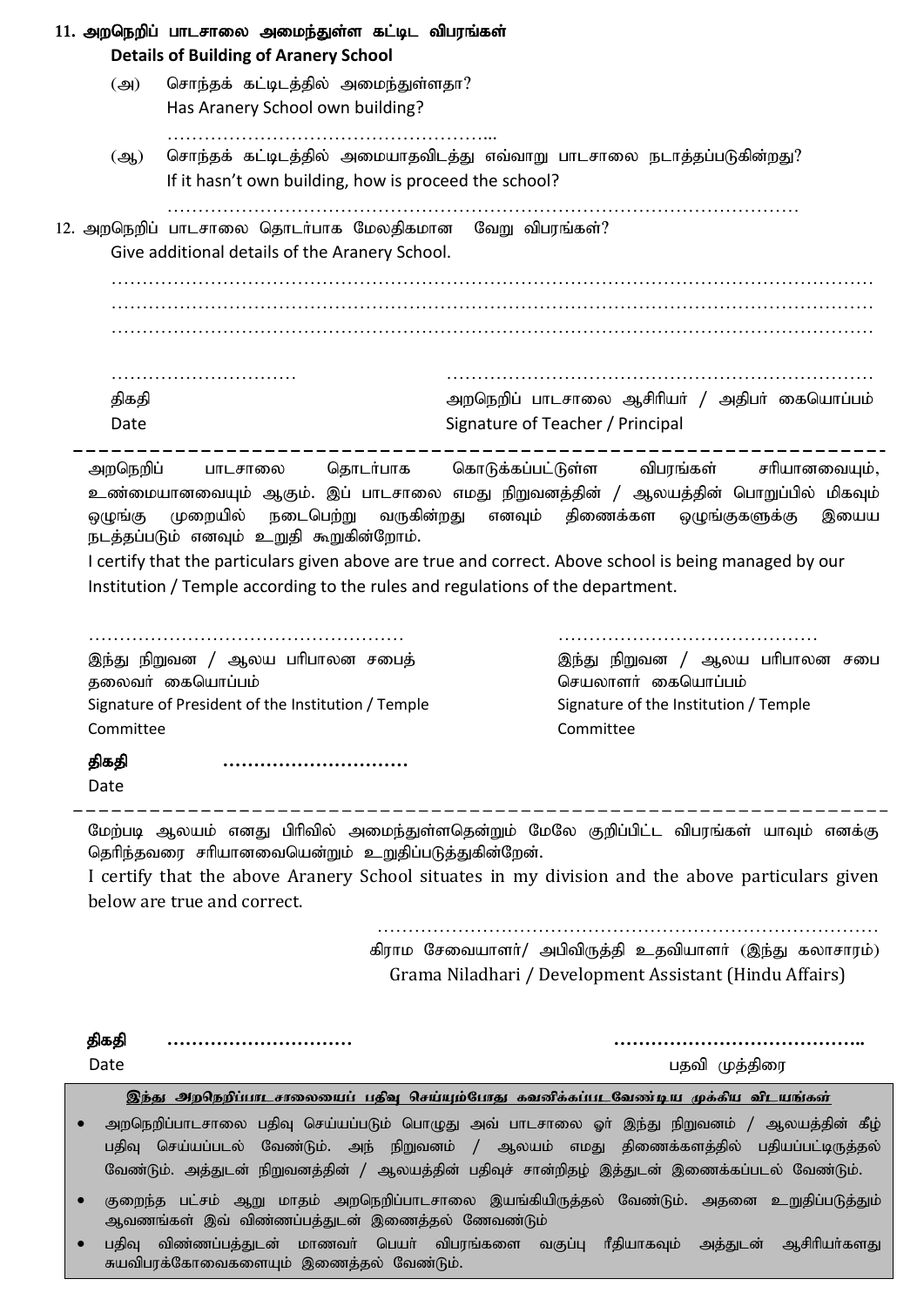**11. அறநெறிப் பாடசாலை அமைந்துள்ள கட்டிட விபரங்கள்**

**Details of Building of Aranery School**

(அ) சொந்தக் கட்டிடத்தில் அமைந்துள்ளதா?
Has Aranery School own building?

……………………………………………...

(ஆ) சொந்தக் கட்டிடத்தில் அமையாதவிடத்து எவ்வாறு பாடசாலை நடாத்தப்படுகின்றது?
If it hasn't own building, how is proceed the school?

……………………………………………………………………………………………

12. அறநெறிப் பாடசாலை தொடர்பாக மேலதிகமான வேறு விபரங்கள்?
Give additional details of the Aranery School.

……………………………………………………………………………………………………

……………………………………………………………………………………………………

……………………………………………………………………………………………………

…………………………
திகதி
Date

……………………………………………………………
அறநெறிப் பாடசாலை ஆசிரியர் / அதிபர் கையொப்பம்
Signature of Teacher / Principal

---

அறநெறிப் பாடசாலை தொடர்பாக கொடுக்கப்பட்டுள்ள விபரங்கள் சரியானவையும், உண்மையானவையும் ஆகும். இப் பாடசாலை எமது நிறுவனத்தின் / ஆலயத்தின் பொறுப்பில் மிகவும் ஒழுங்கு முறையில் நடைபெற்று வருகின்றது எனவும் திணைக்கள ஒழுங்குகளுக்கு இயைய நடத்தப்படும் எனவும் உறுதி கூறுகின்றோம்.

I certify that the particulars given above are true and correct. Above school is being managed by our Institution / Temple according to the rules and regulations of the department.

……………………………………………
இந்து நிறுவன / ஆலய பரிபாலன சபைத் தலைவர் கையொப்பம்
Signature of President of the Institution / Temple Committee

……………………………………
இந்து நிறுவன / ஆலய பரிபாலன சபை செயலாளர் கையொப்பம்
Signature of the Institution / Temple Committee

**திகதி** …………………………
Date

---

மேற்படி ஆலயம் எனது பிரிவில் அமைந்துள்ளதென்றும் மேலே குறிப்பிட்ட விபரங்கள் யாவும் எனக்கு தெரிந்தவரை சரியானவையென்றும் உறுதிப்படுத்துகின்றேன்.

I certify that the above Aranery School situates in my division and the above particulars given below are true and correct.

……………………………………………………………………
கிராம சேவையாளர்/ அபிவிருத்தி உதவியாளர் (இந்து கலாசாரம்)
Grama Niladhari / Development Assistant (Hindu Affairs)

**திகதி** …………………………
Date

…………………………………..
பதவி முத்திரை

**இந்து அறநெறிப்பாடசாலையைப் பதிவு செய்யும்போது கவனிக்கப்படவேண்டிய முக்கிய விடயங்கள்**

- அறநெறிப்பாடசாலை பதிவு செய்யப்படும் பொழுது அவ் பாடசாலை ஓர் இந்து நிறுவனம் / ஆலயத்தின் கீழ் பதிவு செய்யப்படல் வேண்டும். அந் நிறுவனம் / ஆலயம் எமது திணைக்களத்தில் பதியப்பட்டிருத்தல் வேண்டும். அத்துடன் நிறுவனத்தின் / ஆலயத்தின் பதிவுச் சான்றிதழ் இத்துடன் இணைக்கப்படல் வேண்டும்.
- குறைந்த பட்சம் ஆறு மாதம் அறநெறிப்பாடசாலை இயங்கியிருத்தல் வேண்டும். அதனை உறுதிப்படுத்தும் ஆவணங்கள் இவ் விண்ணப்பத்துடன் இணைத்தல் வேண்டும்
- பதிவு விண்ணப்பத்துடன் மாணவர் பெயர் விபரங்களை வகுப்பு ரீதியாகவும் அத்துடன் ஆசிரியர்களது சுயவிபரக்கோவைகளையும் இணைத்தல் வேண்டும்.